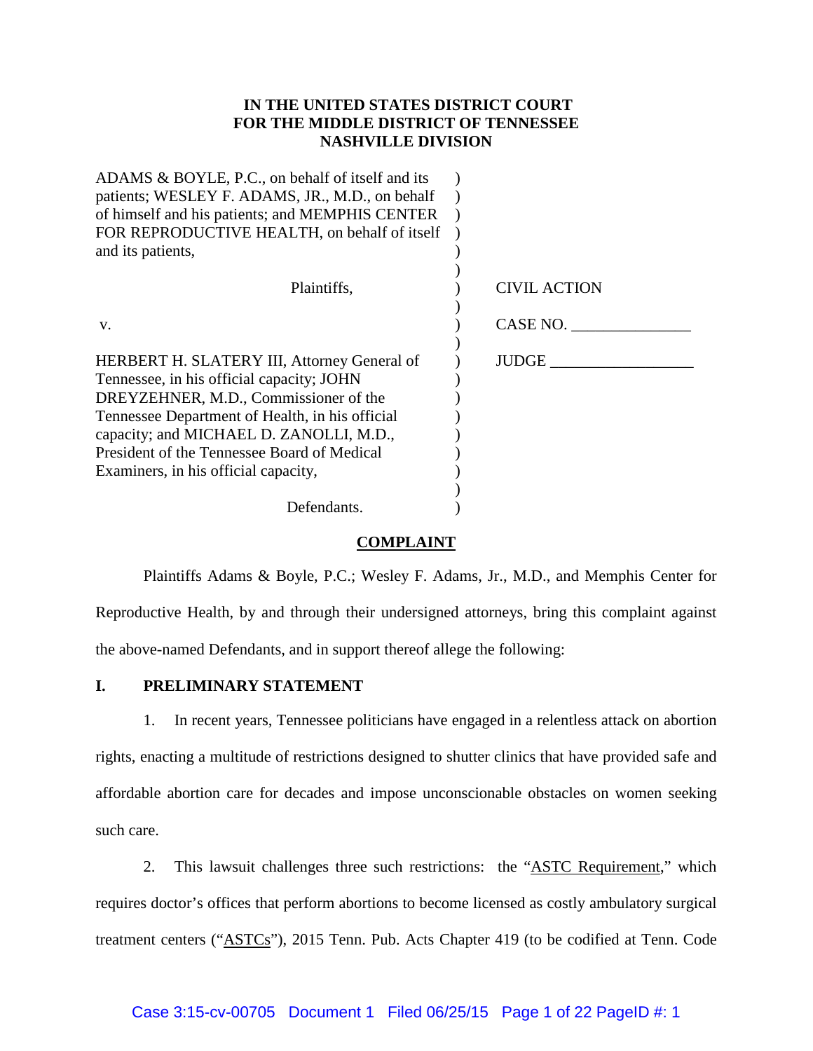**IN THE UNITED STATES DISTRICT COURT**
**FOR THE MIDDLE DISTRICT OF TENNESSEE**
**NASHVILLE DIVISION**

| | | |
|---|---|---|
| ADAMS & BOYLE, P.C., on behalf of itself and its patients; WESLEY F. ADAMS, JR., M.D., on behalf of himself and his patients; and MEMPHIS CENTER FOR REPRODUCTIVE HEALTH, on behalf of itself and its patients, | ) | |
| Plaintiffs, | ) | CIVIL ACTION |
| v. | ) | CASE NO. _______________ |
| HERBERT H. SLATERY III, Attorney General of Tennessee, in his official capacity; JOHN DREYZEHNER, M.D., Commissioner of the Tennessee Department of Health, in his official capacity; and MICHAEL D. ZANOLLI, M.D., President of the Tennessee Board of Medical Examiners, in his official capacity, | ) | JUDGE __________________ |
| Defendants. | ) | |

**COMPLAINT**

Plaintiffs Adams & Boyle, P.C.; Wesley F. Adams, Jr., M.D., and Memphis Center for Reproductive Health, by and through their undersigned attorneys, bring this complaint against the above-named Defendants, and in support thereof allege the following:

## I. PRELIMINARY STATEMENT

1. In recent years, Tennessee politicians have engaged in a relentless attack on abortion rights, enacting a multitude of restrictions designed to shutter clinics that have provided safe and affordable abortion care for decades and impose unconscionable obstacles on women seeking such care.

2. This lawsuit challenges three such restrictions: the "ASTC Requirement," which requires doctor's offices that perform abortions to become licensed as costly ambulatory surgical treatment centers ("ASTCs"), 2015 Tenn. Pub. Acts Chapter 419 (to be codified at Tenn. Code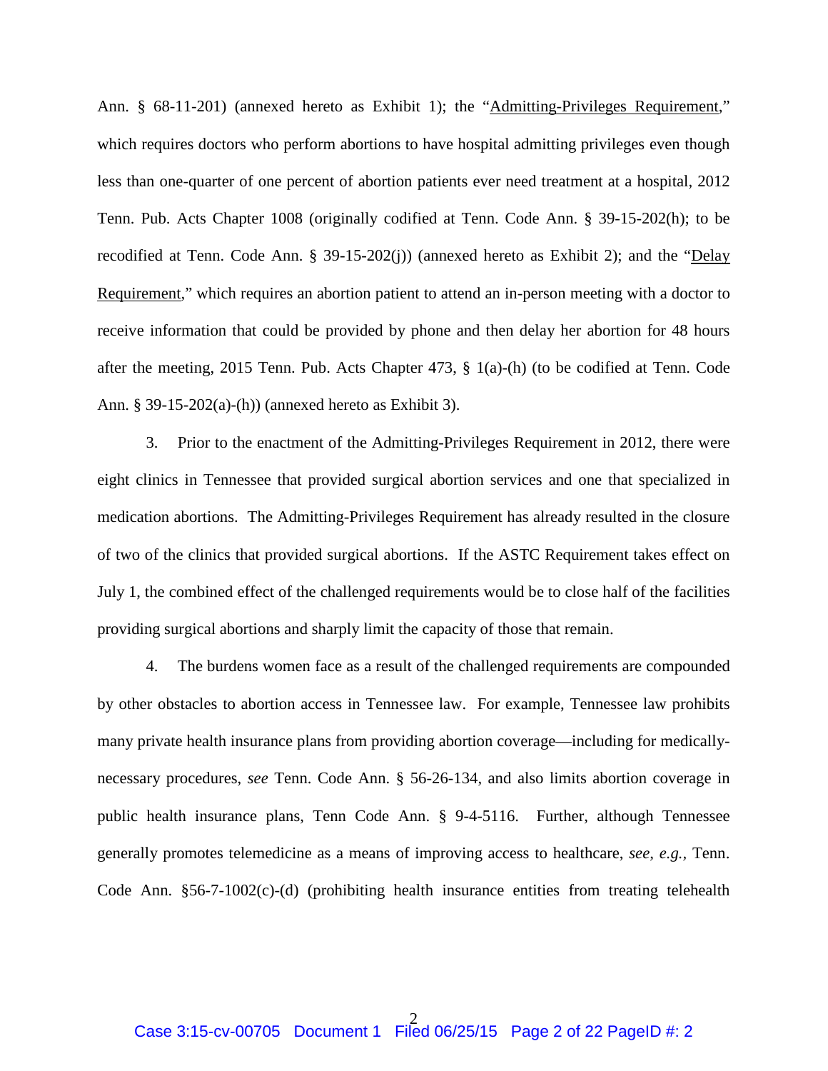Ann. § 68-11-201) (annexed hereto as Exhibit 1); the "Admitting-Privileges Requirement," which requires doctors who perform abortions to have hospital admitting privileges even though less than one-quarter of one percent of abortion patients ever need treatment at a hospital, 2012 Tenn. Pub. Acts Chapter 1008 (originally codified at Tenn. Code Ann. § 39-15-202(h); to be recodified at Tenn. Code Ann. § 39-15-202(j)) (annexed hereto as Exhibit 2); and the "Delay Requirement," which requires an abortion patient to attend an in-person meeting with a doctor to receive information that could be provided by phone and then delay her abortion for 48 hours after the meeting, 2015 Tenn. Pub. Acts Chapter 473, § 1(a)-(h) (to be codified at Tenn. Code Ann. § 39-15-202(a)-(h)) (annexed hereto as Exhibit 3).

3. Prior to the enactment of the Admitting-Privileges Requirement in 2012, there were eight clinics in Tennessee that provided surgical abortion services and one that specialized in medication abortions. The Admitting-Privileges Requirement has already resulted in the closure of two of the clinics that provided surgical abortions. If the ASTC Requirement takes effect on July 1, the combined effect of the challenged requirements would be to close half of the facilities providing surgical abortions and sharply limit the capacity of those that remain.

4. The burdens women face as a result of the challenged requirements are compounded by other obstacles to abortion access in Tennessee law. For example, Tennessee law prohibits many private health insurance plans from providing abortion coverage—including for medically-necessary procedures, *see* Tenn. Code Ann. § 56-26-134, and also limits abortion coverage in public health insurance plans, Tenn Code Ann. § 9-4-5116. Further, although Tennessee generally promotes telemedicine as a means of improving access to healthcare, *see*, *e.g.*, Tenn. Code Ann. §56-7-1002(c)-(d) (prohibiting health insurance entities from treating telehealth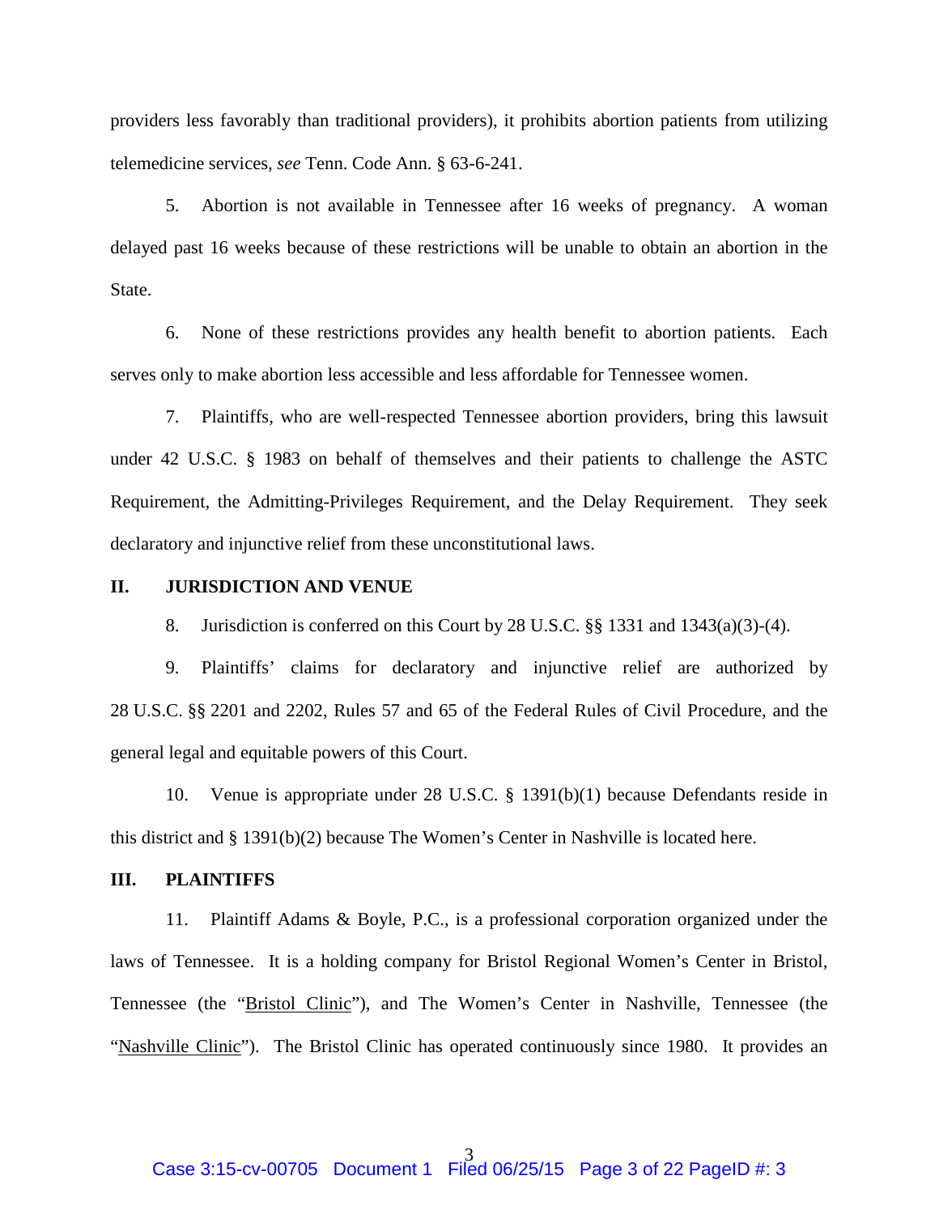providers less favorably than traditional providers), it prohibits abortion patients from utilizing telemedicine services, *see* Tenn. Code Ann. § 63-6-241.

5. Abortion is not available in Tennessee after 16 weeks of pregnancy. A woman delayed past 16 weeks because of these restrictions will be unable to obtain an abortion in the State.

6. None of these restrictions provides any health benefit to abortion patients. Each serves only to make abortion less accessible and less affordable for Tennessee women.

7. Plaintiffs, who are well-respected Tennessee abortion providers, bring this lawsuit under 42 U.S.C. § 1983 on behalf of themselves and their patients to challenge the ASTC Requirement, the Admitting-Privileges Requirement, and the Delay Requirement. They seek declaratory and injunctive relief from these unconstitutional laws.

## II. JURISDICTION AND VENUE

8. Jurisdiction is conferred on this Court by 28 U.S.C. §§ 1331 and 1343(a)(3)-(4).

9. Plaintiffs' claims for declaratory and injunctive relief are authorized by 28 U.S.C. §§ 2201 and 2202, Rules 57 and 65 of the Federal Rules of Civil Procedure, and the general legal and equitable powers of this Court.

10. Venue is appropriate under 28 U.S.C. § 1391(b)(1) because Defendants reside in this district and § 1391(b)(2) because The Women's Center in Nashville is located here.

## III. PLAINTIFFS

11. Plaintiff Adams & Boyle, P.C., is a professional corporation organized under the laws of Tennessee. It is a holding company for Bristol Regional Women's Center in Bristol, Tennessee (the "Bristol Clinic"), and The Women's Center in Nashville, Tennessee (the "Nashville Clinic"). The Bristol Clinic has operated continuously since 1980. It provides an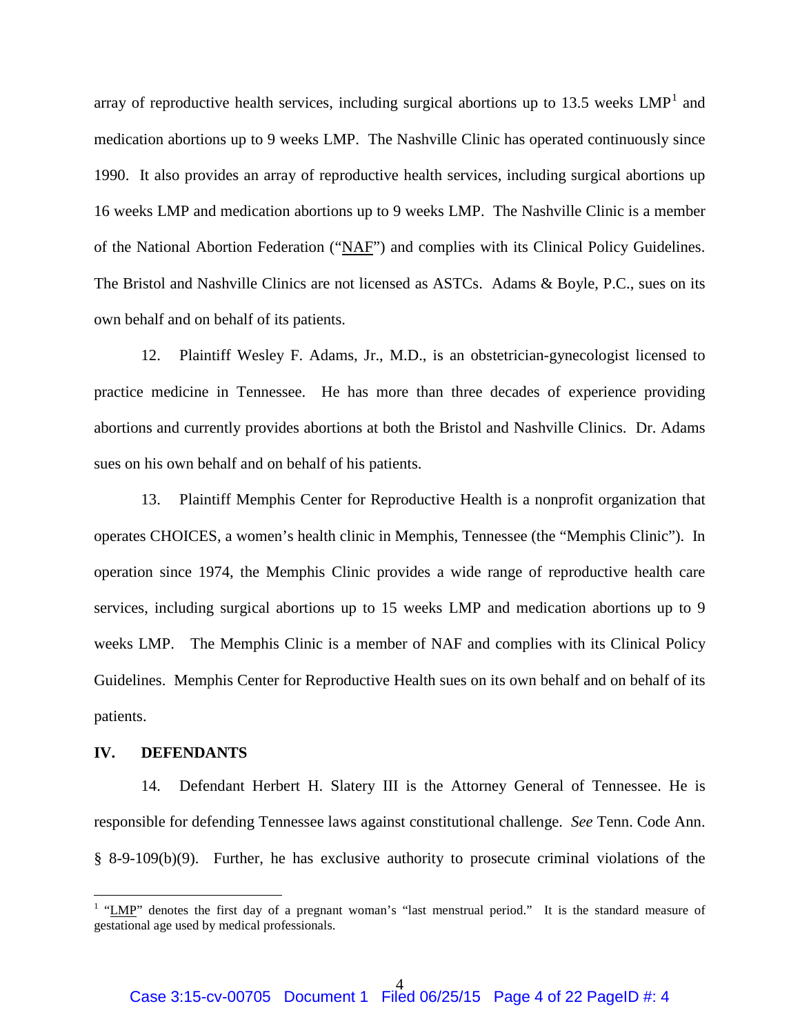array of reproductive health services, including surgical abortions up to 13.5 weeks LMP[1] and medication abortions up to 9 weeks LMP. The Nashville Clinic has operated continuously since 1990. It also provides an array of reproductive health services, including surgical abortions up 16 weeks LMP and medication abortions up to 9 weeks LMP. The Nashville Clinic is a member of the National Abortion Federation ("NAF") and complies with its Clinical Policy Guidelines. The Bristol and Nashville Clinics are not licensed as ASTCs. Adams & Boyle, P.C., sues on its own behalf and on behalf of its patients.

12. Plaintiff Wesley F. Adams, Jr., M.D., is an obstetrician-gynecologist licensed to practice medicine in Tennessee. He has more than three decades of experience providing abortions and currently provides abortions at both the Bristol and Nashville Clinics. Dr. Adams sues on his own behalf and on behalf of his patients.

13. Plaintiff Memphis Center for Reproductive Health is a nonprofit organization that operates CHOICES, a women's health clinic in Memphis, Tennessee (the "Memphis Clinic"). In operation since 1974, the Memphis Clinic provides a wide range of reproductive health care services, including surgical abortions up to 15 weeks LMP and medication abortions up to 9 weeks LMP. The Memphis Clinic is a member of NAF and complies with its Clinical Policy Guidelines. Memphis Center for Reproductive Health sues on its own behalf and on behalf of its patients.

## IV. DEFENDANTS

14. Defendant Herbert H. Slatery III is the Attorney General of Tennessee. He is responsible for defending Tennessee laws against constitutional challenge. *See* Tenn. Code Ann. § 8-9-109(b)(9). Further, he has exclusive authority to prosecute criminal violations of the

---

[1] "LMP" denotes the first day of a pregnant woman's "last menstrual period." It is the standard measure of gestational age used by medical professionals.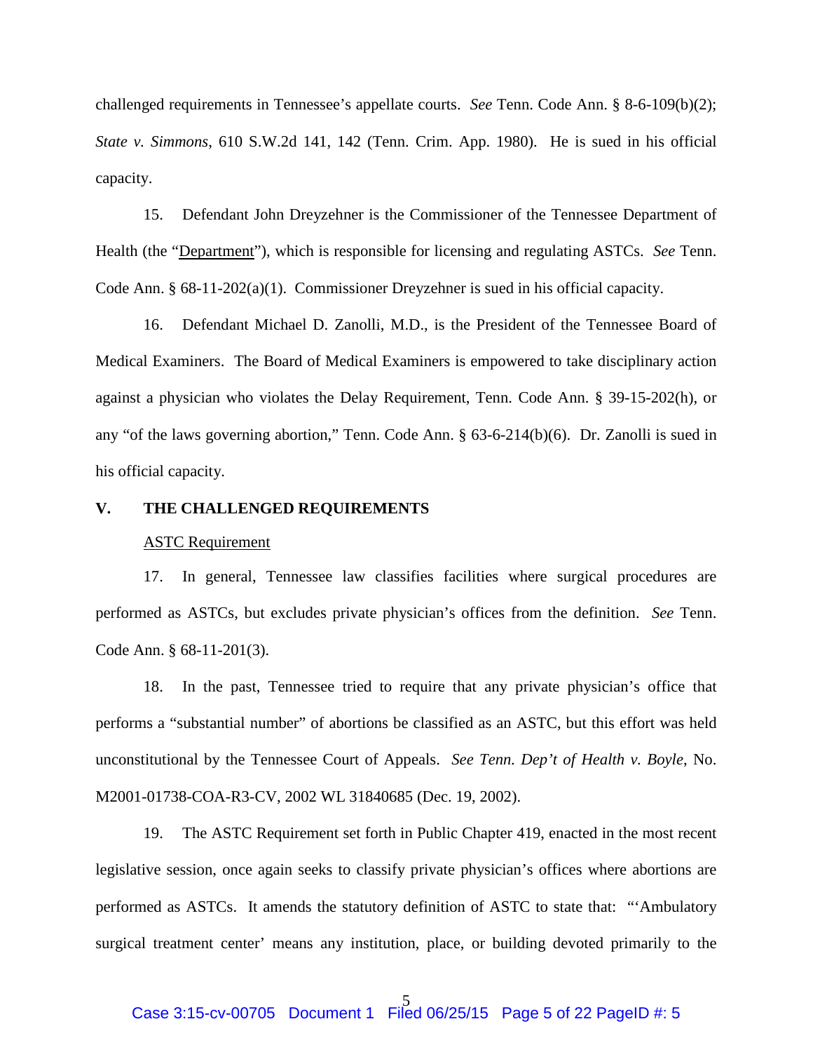challenged requirements in Tennessee's appellate courts. *See* Tenn. Code Ann. § 8-6-109(b)(2); *State v. Simmons*, 610 S.W.2d 141, 142 (Tenn. Crim. App. 1980). He is sued in his official capacity.

15. Defendant John Dreyzehner is the Commissioner of the Tennessee Department of Health (the "Department"), which is responsible for licensing and regulating ASTCs. *See* Tenn. Code Ann. § 68-11-202(a)(1). Commissioner Dreyzehner is sued in his official capacity.

16. Defendant Michael D. Zanolli, M.D., is the President of the Tennessee Board of Medical Examiners. The Board of Medical Examiners is empowered to take disciplinary action against a physician who violates the Delay Requirement, Tenn. Code Ann. § 39-15-202(h), or any "of the laws governing abortion," Tenn. Code Ann. § 63-6-214(b)(6). Dr. Zanolli is sued in his official capacity.

## V. THE CHALLENGED REQUIREMENTS

ASTC Requirement

17. In general, Tennessee law classifies facilities where surgical procedures are performed as ASTCs, but excludes private physician's offices from the definition. *See* Tenn. Code Ann. § 68-11-201(3).

18. In the past, Tennessee tried to require that any private physician's office that performs a "substantial number" of abortions be classified as an ASTC, but this effort was held unconstitutional by the Tennessee Court of Appeals. *See Tenn. Dep't of Health v. Boyle*, No. M2001-01738-COA-R3-CV, 2002 WL 31840685 (Dec. 19, 2002).

19. The ASTC Requirement set forth in Public Chapter 419, enacted in the most recent legislative session, once again seeks to classify private physician's offices where abortions are performed as ASTCs. It amends the statutory definition of ASTC to state that: "'Ambulatory surgical treatment center' means any institution, place, or building devoted primarily to the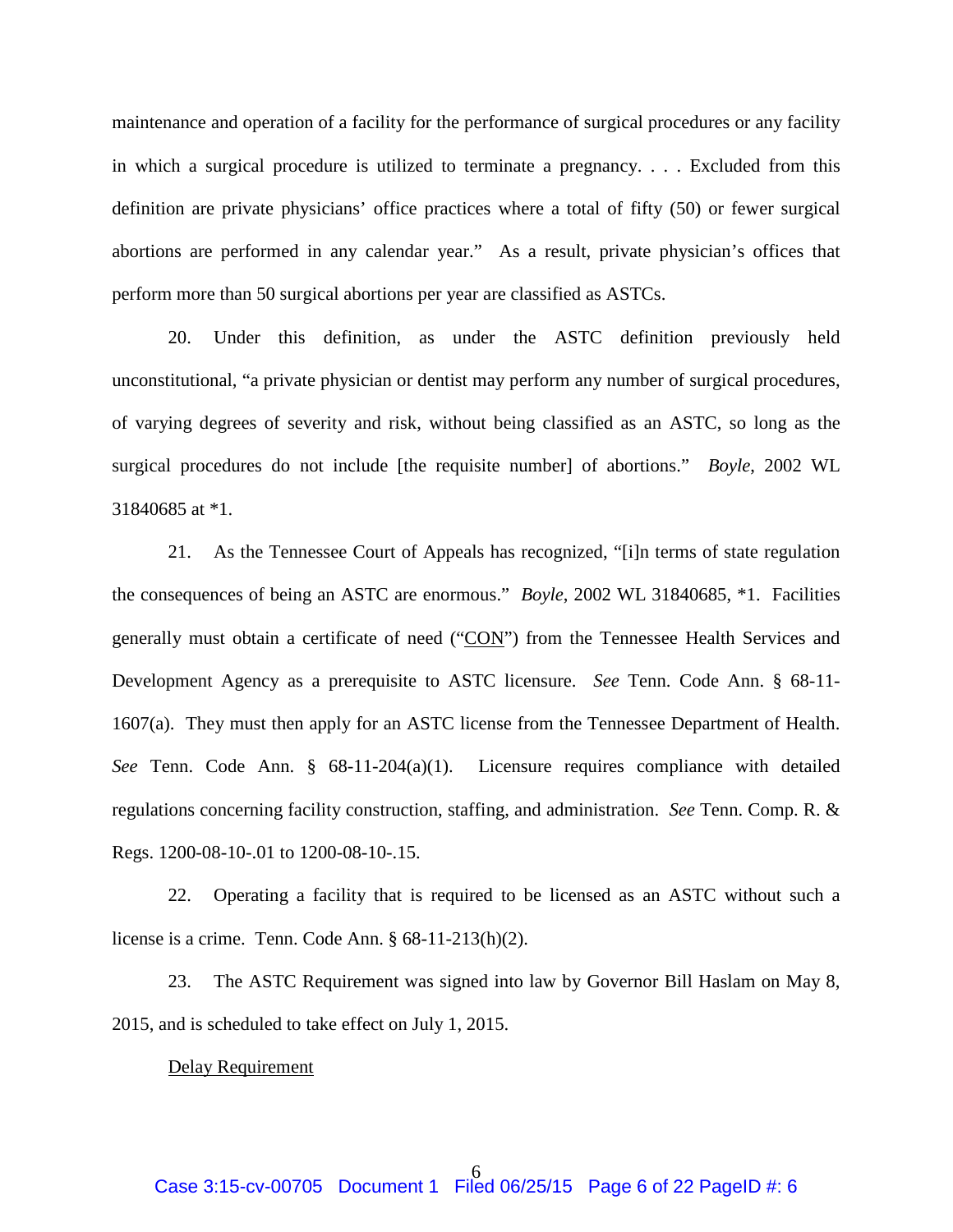maintenance and operation of a facility for the performance of surgical procedures or any facility in which a surgical procedure is utilized to terminate a pregnancy. . . . Excluded from this definition are private physicians' office practices where a total of fifty (50) or fewer surgical abortions are performed in any calendar year." As a result, private physician's offices that perform more than 50 surgical abortions per year are classified as ASTCs.

20. Under this definition, as under the ASTC definition previously held unconstitutional, "a private physician or dentist may perform any number of surgical procedures, of varying degrees of severity and risk, without being classified as an ASTC, so long as the surgical procedures do not include [the requisite number] of abortions." *Boyle*, 2002 WL 31840685 at *1.

21. As the Tennessee Court of Appeals has recognized, "[i]n terms of state regulation the consequences of being an ASTC are enormous." *Boyle*, 2002 WL 31840685, *1. Facilities generally must obtain a certificate of need ("<u>CON</u>") from the Tennessee Health Services and Development Agency as a prerequisite to ASTC licensure. *See* Tenn. Code Ann. § 68-11-1607(a). They must then apply for an ASTC license from the Tennessee Department of Health. *See* Tenn. Code Ann. § 68-11-204(a)(1). Licensure requires compliance with detailed regulations concerning facility construction, staffing, and administration. *See* Tenn. Comp. R. & Regs. 1200-08-10-.01 to 1200-08-10-.15.

22. Operating a facility that is required to be licensed as an ASTC without such a license is a crime. Tenn. Code Ann. § 68-11-213(h)(2).

23. The ASTC Requirement was signed into law by Governor Bill Haslam on May 8, 2015, and is scheduled to take effect on July 1, 2015.

<u>Delay Requirement</u>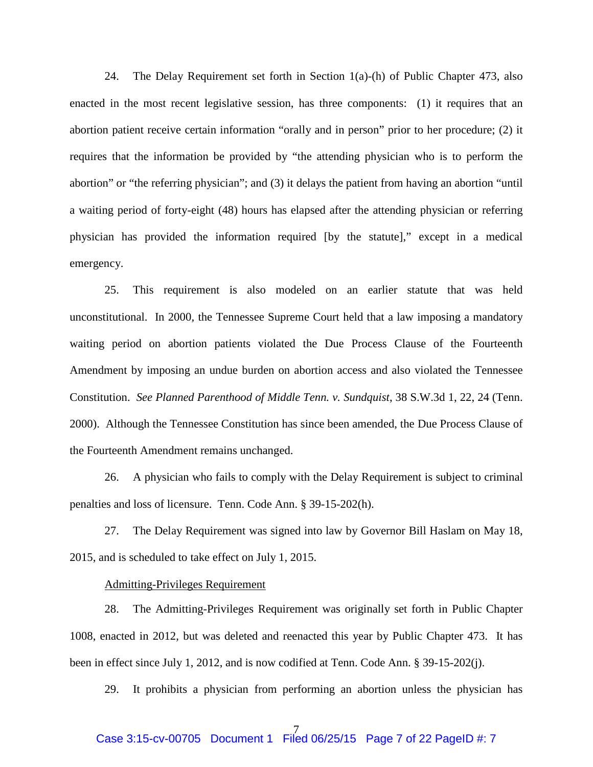24. The Delay Requirement set forth in Section 1(a)-(h) of Public Chapter 473, also enacted in the most recent legislative session, has three components: (1) it requires that an abortion patient receive certain information "orally and in person" prior to her procedure; (2) it requires that the information be provided by "the attending physician who is to perform the abortion" or "the referring physician"; and (3) it delays the patient from having an abortion "until a waiting period of forty-eight (48) hours has elapsed after the attending physician or referring physician has provided the information required [by the statute]," except in a medical emergency.

25. This requirement is also modeled on an earlier statute that was held unconstitutional. In 2000, the Tennessee Supreme Court held that a law imposing a mandatory waiting period on abortion patients violated the Due Process Clause of the Fourteenth Amendment by imposing an undue burden on abortion access and also violated the Tennessee Constitution. *See Planned Parenthood of Middle Tenn. v. Sundquist*, 38 S.W.3d 1, 22, 24 (Tenn. 2000). Although the Tennessee Constitution has since been amended, the Due Process Clause of the Fourteenth Amendment remains unchanged.

26. A physician who fails to comply with the Delay Requirement is subject to criminal penalties and loss of licensure. Tenn. Code Ann. § 39-15-202(h).

27. The Delay Requirement was signed into law by Governor Bill Haslam on May 18, 2015, and is scheduled to take effect on July 1, 2015.

<u>Admitting-Privileges Requirement</u>

28. The Admitting-Privileges Requirement was originally set forth in Public Chapter 1008, enacted in 2012, but was deleted and reenacted this year by Public Chapter 473. It has been in effect since July 1, 2012, and is now codified at Tenn. Code Ann. § 39-15-202(j).

29. It prohibits a physician from performing an abortion unless the physician has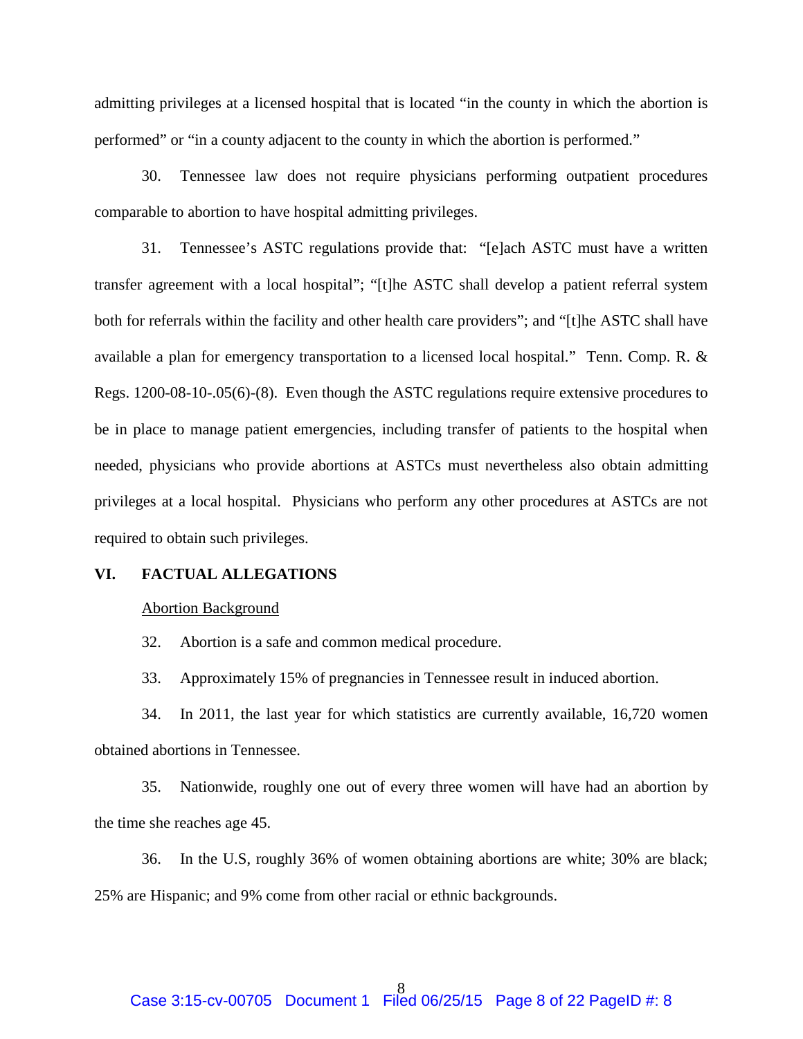admitting privileges at a licensed hospital that is located "in the county in which the abortion is performed" or "in a county adjacent to the county in which the abortion is performed."

30. Tennessee law does not require physicians performing outpatient procedures comparable to abortion to have hospital admitting privileges.

31. Tennessee's ASTC regulations provide that: "[e]ach ASTC must have a written transfer agreement with a local hospital"; "[t]he ASTC shall develop a patient referral system both for referrals within the facility and other health care providers"; and "[t]he ASTC shall have available a plan for emergency transportation to a licensed local hospital." Tenn. Comp. R. & Regs. 1200-08-10-.05(6)-(8). Even though the ASTC regulations require extensive procedures to be in place to manage patient emergencies, including transfer of patients to the hospital when needed, physicians who provide abortions at ASTCs must nevertheless also obtain admitting privileges at a local hospital. Physicians who perform any other procedures at ASTCs are not required to obtain such privileges.

## VI. FACTUAL ALLEGATIONS

Abortion Background

32. Abortion is a safe and common medical procedure.

33. Approximately 15% of pregnancies in Tennessee result in induced abortion.

34. In 2011, the last year for which statistics are currently available, 16,720 women obtained abortions in Tennessee.

35. Nationwide, roughly one out of every three women will have had an abortion by the time she reaches age 45.

36. In the U.S, roughly 36% of women obtaining abortions are white; 30% are black; 25% are Hispanic; and 9% come from other racial or ethnic backgrounds.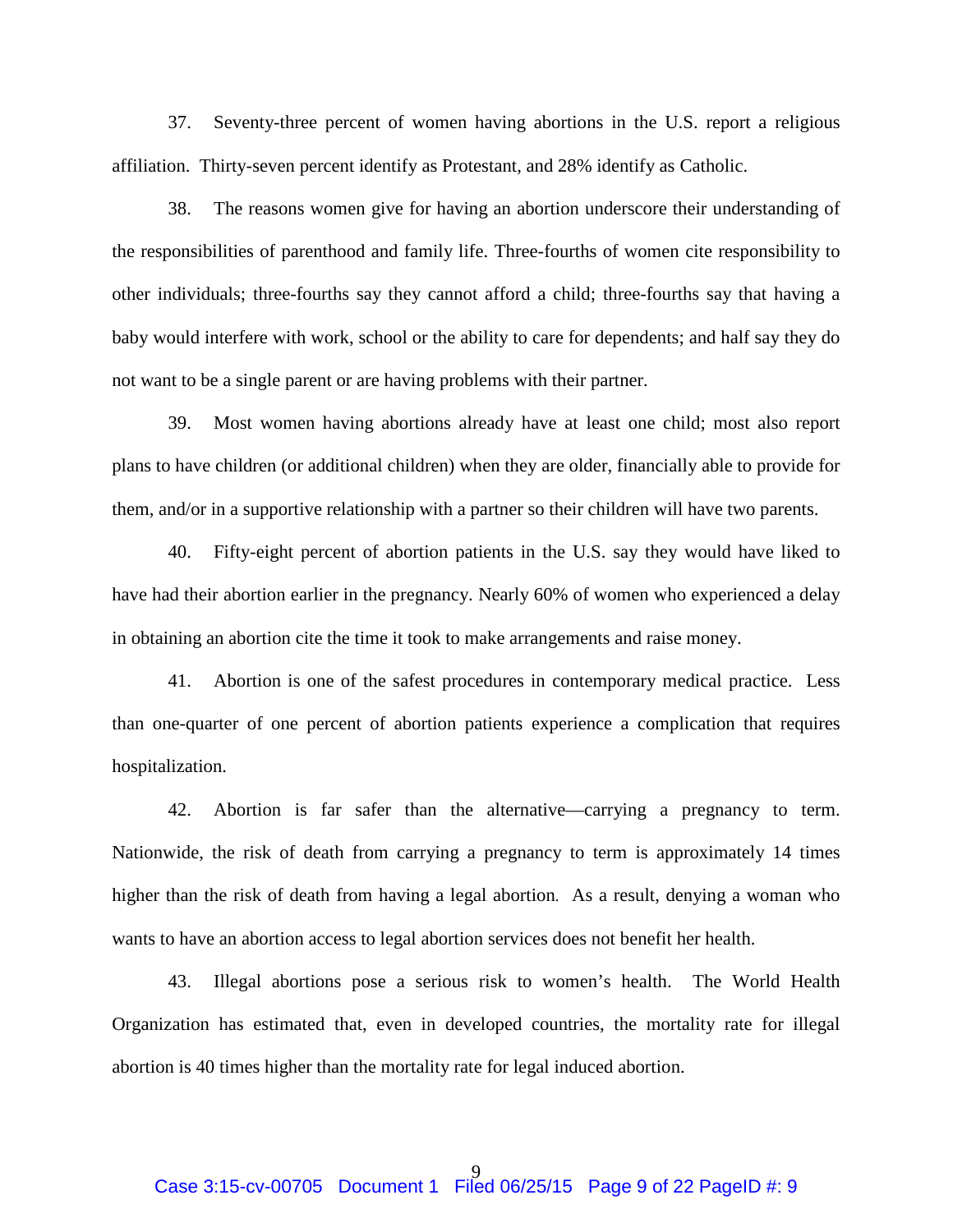37. Seventy-three percent of women having abortions in the U.S. report a religious affiliation. Thirty-seven percent identify as Protestant, and 28% identify as Catholic.

38. The reasons women give for having an abortion underscore their understanding of the responsibilities of parenthood and family life. Three-fourths of women cite responsibility to other individuals; three-fourths say they cannot afford a child; three-fourths say that having a baby would interfere with work, school or the ability to care for dependents; and half say they do not want to be a single parent or are having problems with their partner.

39. Most women having abortions already have at least one child; most also report plans to have children (or additional children) when they are older, financially able to provide for them, and/or in a supportive relationship with a partner so their children will have two parents.

40. Fifty-eight percent of abortion patients in the U.S. say they would have liked to have had their abortion earlier in the pregnancy. Nearly 60% of women who experienced a delay in obtaining an abortion cite the time it took to make arrangements and raise money.

41. Abortion is one of the safest procedures in contemporary medical practice. Less than one-quarter of one percent of abortion patients experience a complication that requires hospitalization.

42. Abortion is far safer than the alternative—carrying a pregnancy to term. Nationwide, the risk of death from carrying a pregnancy to term is approximately 14 times higher than the risk of death from having a legal abortion. As a result, denying a woman who wants to have an abortion access to legal abortion services does not benefit her health.

43. Illegal abortions pose a serious risk to women's health. The World Health Organization has estimated that, even in developed countries, the mortality rate for illegal abortion is 40 times higher than the mortality rate for legal induced abortion.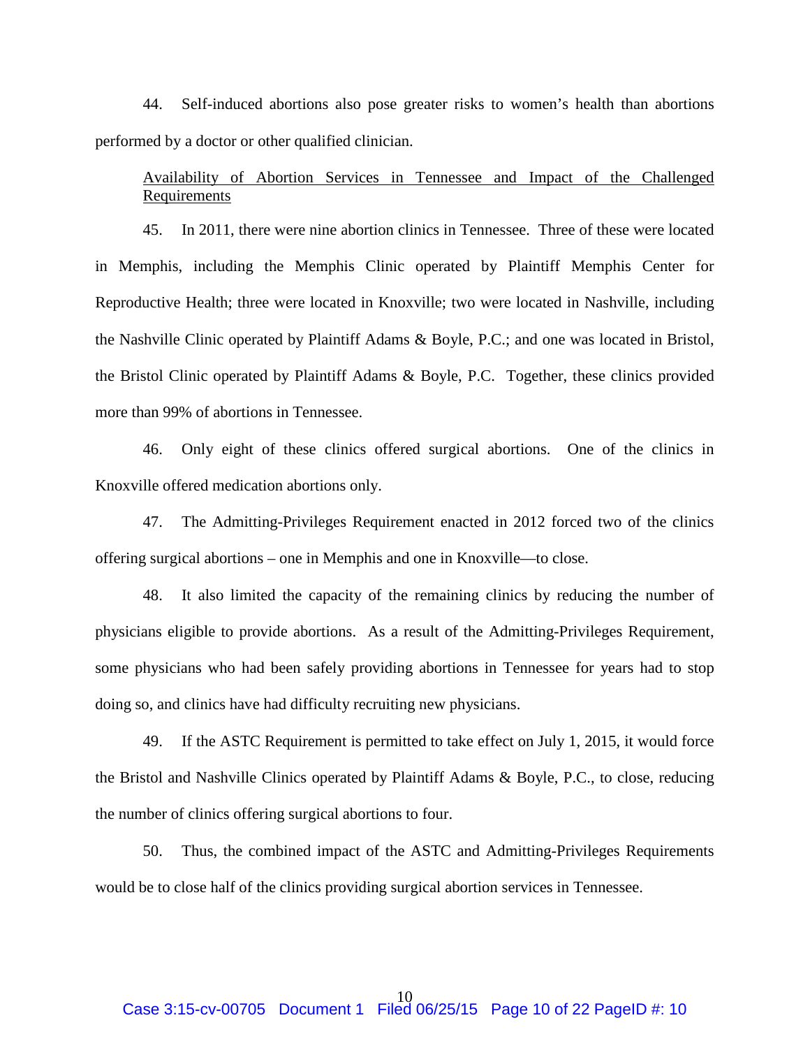44. Self-induced abortions also pose greater risks to women's health than abortions performed by a doctor or other qualified clinician.

<u>Availability of Abortion Services in Tennessee and Impact of the Challenged Requirements</u>

45. In 2011, there were nine abortion clinics in Tennessee. Three of these were located in Memphis, including the Memphis Clinic operated by Plaintiff Memphis Center for Reproductive Health; three were located in Knoxville; two were located in Nashville, including the Nashville Clinic operated by Plaintiff Adams & Boyle, P.C.; and one was located in Bristol, the Bristol Clinic operated by Plaintiff Adams & Boyle, P.C. Together, these clinics provided more than 99% of abortions in Tennessee.

46. Only eight of these clinics offered surgical abortions. One of the clinics in Knoxville offered medication abortions only.

47. The Admitting-Privileges Requirement enacted in 2012 forced two of the clinics offering surgical abortions – one in Memphis and one in Knoxville—to close.

48. It also limited the capacity of the remaining clinics by reducing the number of physicians eligible to provide abortions. As a result of the Admitting-Privileges Requirement, some physicians who had been safely providing abortions in Tennessee for years had to stop doing so, and clinics have had difficulty recruiting new physicians.

49. If the ASTC Requirement is permitted to take effect on July 1, 2015, it would force the Bristol and Nashville Clinics operated by Plaintiff Adams & Boyle, P.C., to close, reducing the number of clinics offering surgical abortions to four.

50. Thus, the combined impact of the ASTC and Admitting-Privileges Requirements would be to close half of the clinics providing surgical abortion services in Tennessee.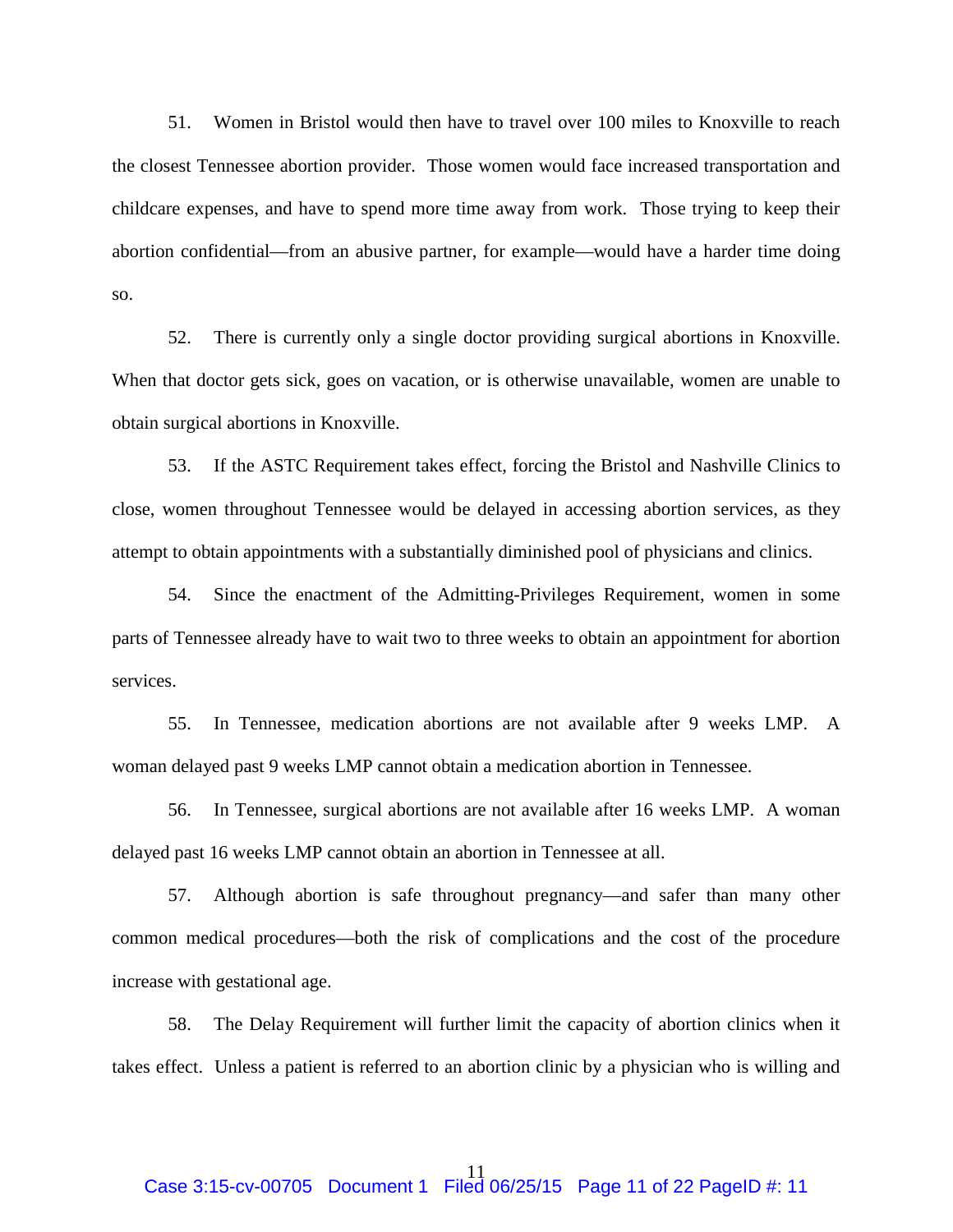51. Women in Bristol would then have to travel over 100 miles to Knoxville to reach the closest Tennessee abortion provider. Those women would face increased transportation and childcare expenses, and have to spend more time away from work. Those trying to keep their abortion confidential—from an abusive partner, for example—would have a harder time doing so.

52. There is currently only a single doctor providing surgical abortions in Knoxville. When that doctor gets sick, goes on vacation, or is otherwise unavailable, women are unable to obtain surgical abortions in Knoxville.

53. If the ASTC Requirement takes effect, forcing the Bristol and Nashville Clinics to close, women throughout Tennessee would be delayed in accessing abortion services, as they attempt to obtain appointments with a substantially diminished pool of physicians and clinics.

54. Since the enactment of the Admitting-Privileges Requirement, women in some parts of Tennessee already have to wait two to three weeks to obtain an appointment for abortion services.

55. In Tennessee, medication abortions are not available after 9 weeks LMP. A woman delayed past 9 weeks LMP cannot obtain a medication abortion in Tennessee.

56. In Tennessee, surgical abortions are not available after 16 weeks LMP. A woman delayed past 16 weeks LMP cannot obtain an abortion in Tennessee at all.

57. Although abortion is safe throughout pregnancy—and safer than many other common medical procedures—both the risk of complications and the cost of the procedure increase with gestational age.

58. The Delay Requirement will further limit the capacity of abortion clinics when it takes effect. Unless a patient is referred to an abortion clinic by a physician who is willing and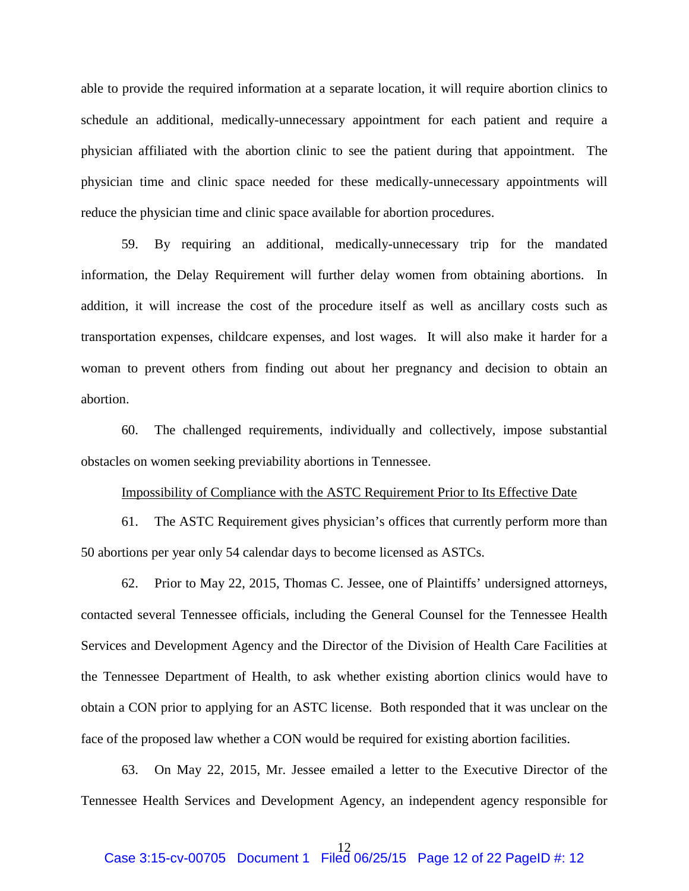able to provide the required information at a separate location, it will require abortion clinics to schedule an additional, medically-unnecessary appointment for each patient and require a physician affiliated with the abortion clinic to see the patient during that appointment. The physician time and clinic space needed for these medically-unnecessary appointments will reduce the physician time and clinic space available for abortion procedures.

59. By requiring an additional, medically-unnecessary trip for the mandated information, the Delay Requirement will further delay women from obtaining abortions. In addition, it will increase the cost of the procedure itself as well as ancillary costs such as transportation expenses, childcare expenses, and lost wages. It will also make it harder for a woman to prevent others from finding out about her pregnancy and decision to obtain an abortion.

60. The challenged requirements, individually and collectively, impose substantial obstacles on women seeking previability abortions in Tennessee.

Impossibility of Compliance with the ASTC Requirement Prior to Its Effective Date

61. The ASTC Requirement gives physician's offices that currently perform more than 50 abortions per year only 54 calendar days to become licensed as ASTCs.

62. Prior to May 22, 2015, Thomas C. Jessee, one of Plaintiffs' undersigned attorneys, contacted several Tennessee officials, including the General Counsel for the Tennessee Health Services and Development Agency and the Director of the Division of Health Care Facilities at the Tennessee Department of Health, to ask whether existing abortion clinics would have to obtain a CON prior to applying for an ASTC license. Both responded that it was unclear on the face of the proposed law whether a CON would be required for existing abortion facilities.

63. On May 22, 2015, Mr. Jessee emailed a letter to the Executive Director of the Tennessee Health Services and Development Agency, an independent agency responsible for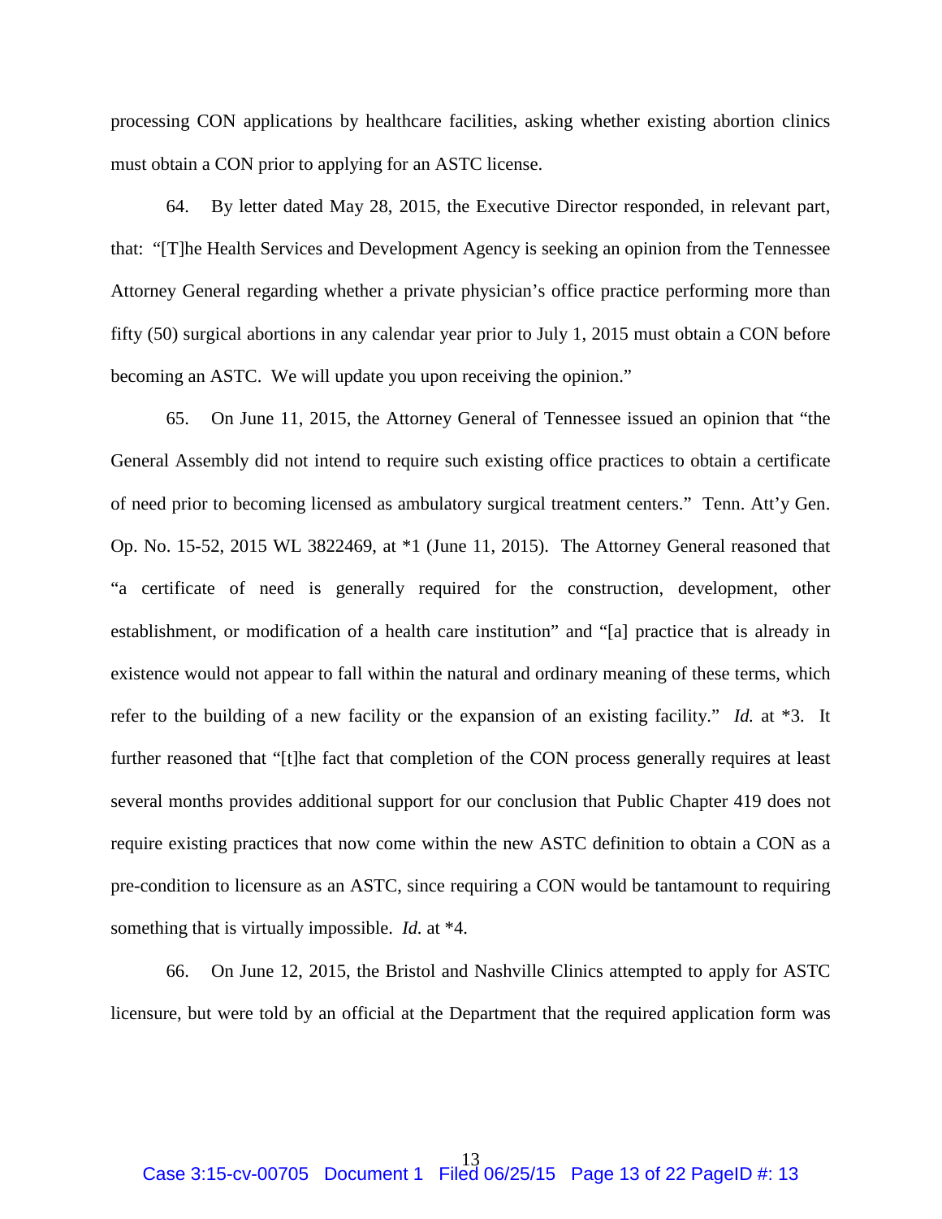processing CON applications by healthcare facilities, asking whether existing abortion clinics must obtain a CON prior to applying for an ASTC license.

64. By letter dated May 28, 2015, the Executive Director responded, in relevant part, that: "[T]he Health Services and Development Agency is seeking an opinion from the Tennessee Attorney General regarding whether a private physician's office practice performing more than fifty (50) surgical abortions in any calendar year prior to July 1, 2015 must obtain a CON before becoming an ASTC. We will update you upon receiving the opinion."

65. On June 11, 2015, the Attorney General of Tennessee issued an opinion that "the General Assembly did not intend to require such existing office practices to obtain a certificate of need prior to becoming licensed as ambulatory surgical treatment centers." Tenn. Att'y Gen. Op. No. 15-52, 2015 WL 3822469, at *1 (June 11, 2015). The Attorney General reasoned that "a certificate of need is generally required for the construction, development, other establishment, or modification of a health care institution" and "[a] practice that is already in existence would not appear to fall within the natural and ordinary meaning of these terms, which refer to the building of a new facility or the expansion of an existing facility." *Id.* at *3. It further reasoned that "[t]he fact that completion of the CON process generally requires at least several months provides additional support for our conclusion that Public Chapter 419 does not require existing practices that now come within the new ASTC definition to obtain a CON as a pre-condition to licensure as an ASTC, since requiring a CON would be tantamount to requiring something that is virtually impossible. *Id.* at *4.

66. On June 12, 2015, the Bristol and Nashville Clinics attempted to apply for ASTC licensure, but were told by an official at the Department that the required application form was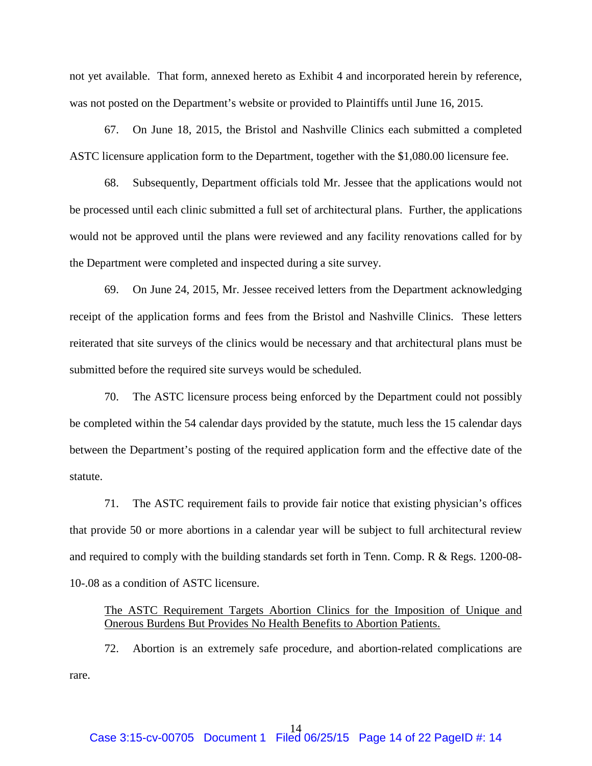not yet available. That form, annexed hereto as Exhibit 4 and incorporated herein by reference, was not posted on the Department's website or provided to Plaintiffs until June 16, 2015.

67. On June 18, 2015, the Bristol and Nashville Clinics each submitted a completed ASTC licensure application form to the Department, together with the $1,080.00 licensure fee.

68. Subsequently, Department officials told Mr. Jessee that the applications would not be processed until each clinic submitted a full set of architectural plans. Further, the applications would not be approved until the plans were reviewed and any facility renovations called for by the Department were completed and inspected during a site survey.

69. On June 24, 2015, Mr. Jessee received letters from the Department acknowledging receipt of the application forms and fees from the Bristol and Nashville Clinics. These letters reiterated that site surveys of the clinics would be necessary and that architectural plans must be submitted before the required site surveys would be scheduled.

70. The ASTC licensure process being enforced by the Department could not possibly be completed within the 54 calendar days provided by the statute, much less the 15 calendar days between the Department's posting of the required application form and the effective date of the statute.

71. The ASTC requirement fails to provide fair notice that existing physician's offices that provide 50 or more abortions in a calendar year will be subject to full architectural review and required to comply with the building standards set forth in Tenn. Comp. R & Regs. 1200-08-10-.08 as a condition of ASTC licensure.

<u>The ASTC Requirement Targets Abortion Clinics for the Imposition of Unique and Onerous Burdens But Provides No Health Benefits to Abortion Patients.</u>

72. Abortion is an extremely safe procedure, and abortion-related complications are rare.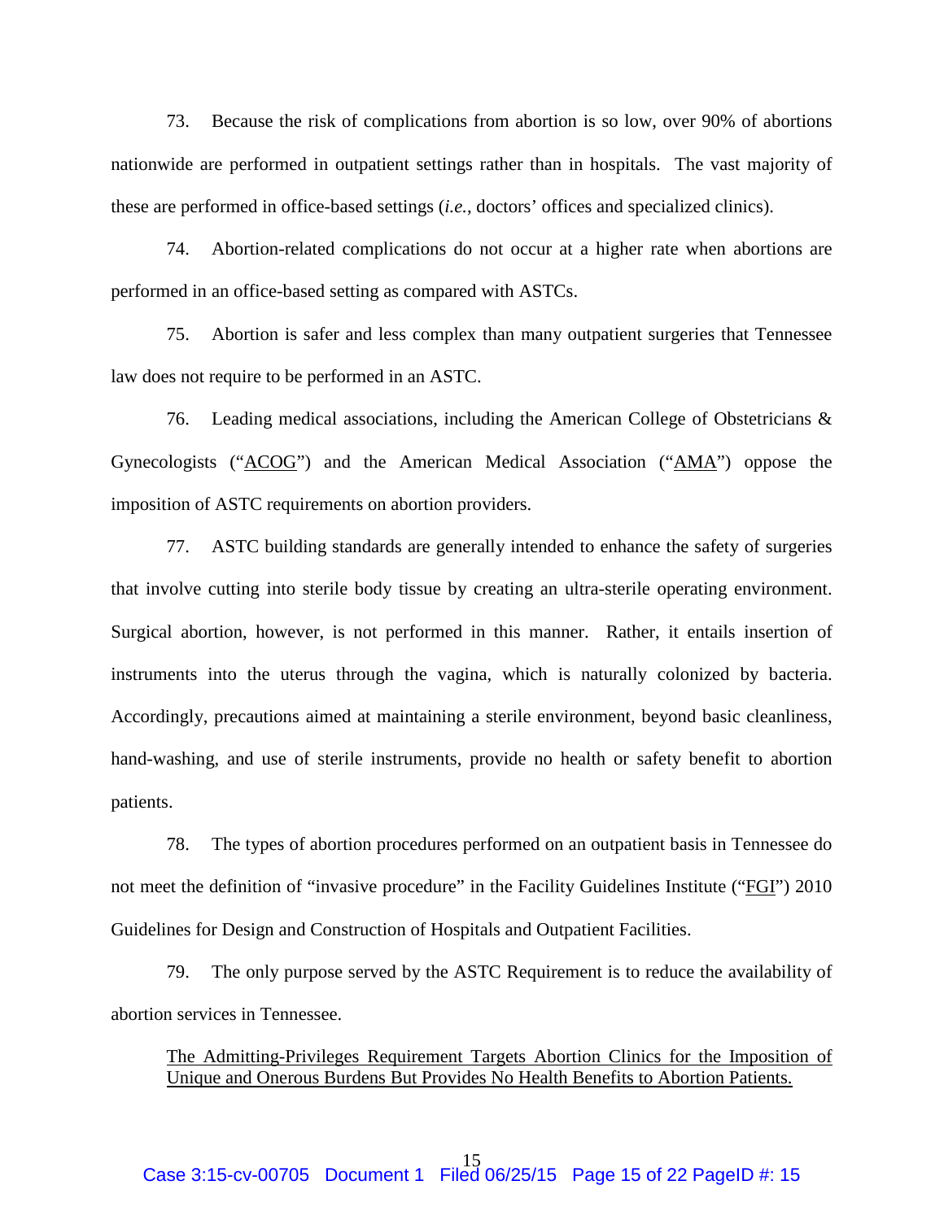73. Because the risk of complications from abortion is so low, over 90% of abortions nationwide are performed in outpatient settings rather than in hospitals. The vast majority of these are performed in office-based settings (*i.e.*, doctors' offices and specialized clinics).

74. Abortion-related complications do not occur at a higher rate when abortions are performed in an office-based setting as compared with ASTCs.

75. Abortion is safer and less complex than many outpatient surgeries that Tennessee law does not require to be performed in an ASTC.

76. Leading medical associations, including the American College of Obstetricians & Gynecologists ("ACOG") and the American Medical Association ("AMA") oppose the imposition of ASTC requirements on abortion providers.

77. ASTC building standards are generally intended to enhance the safety of surgeries that involve cutting into sterile body tissue by creating an ultra-sterile operating environment. Surgical abortion, however, is not performed in this manner. Rather, it entails insertion of instruments into the uterus through the vagina, which is naturally colonized by bacteria. Accordingly, precautions aimed at maintaining a sterile environment, beyond basic cleanliness, hand-washing, and use of sterile instruments, provide no health or safety benefit to abortion patients.

78. The types of abortion procedures performed on an outpatient basis in Tennessee do not meet the definition of "invasive procedure" in the Facility Guidelines Institute ("FGI") 2010 Guidelines for Design and Construction of Hospitals and Outpatient Facilities.

79. The only purpose served by the ASTC Requirement is to reduce the availability of abortion services in Tennessee.

The Admitting-Privileges Requirement Targets Abortion Clinics for the Imposition of Unique and Onerous Burdens But Provides No Health Benefits to Abortion Patients.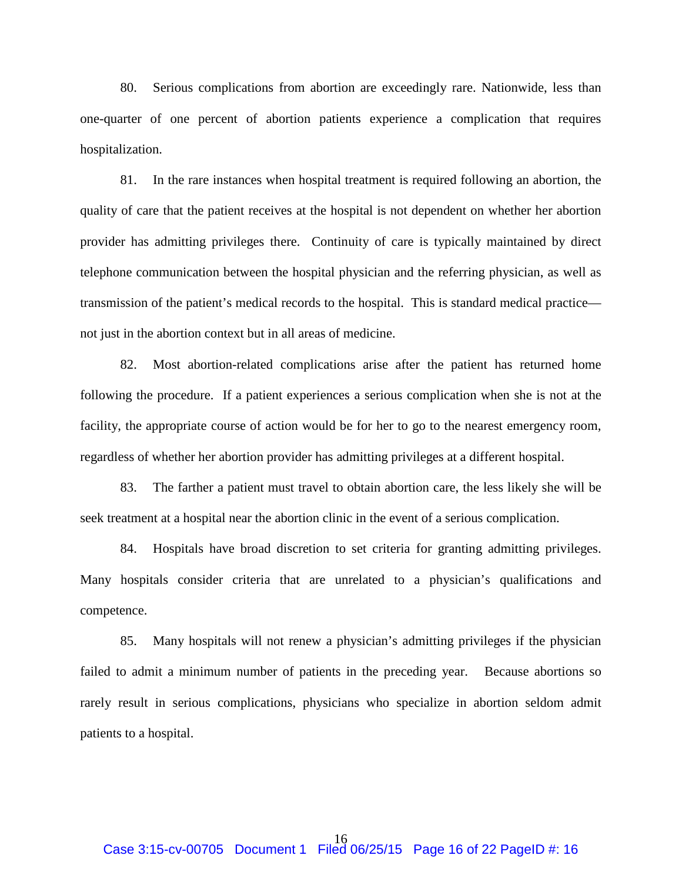80. Serious complications from abortion are exceedingly rare. Nationwide, less than one-quarter of one percent of abortion patients experience a complication that requires hospitalization.

81. In the rare instances when hospital treatment is required following an abortion, the quality of care that the patient receives at the hospital is not dependent on whether her abortion provider has admitting privileges there. Continuity of care is typically maintained by direct telephone communication between the hospital physician and the referring physician, as well as transmission of the patient's medical records to the hospital. This is standard medical practice—not just in the abortion context but in all areas of medicine.

82. Most abortion-related complications arise after the patient has returned home following the procedure. If a patient experiences a serious complication when she is not at the facility, the appropriate course of action would be for her to go to the nearest emergency room, regardless of whether her abortion provider has admitting privileges at a different hospital.

83. The farther a patient must travel to obtain abortion care, the less likely she will be seek treatment at a hospital near the abortion clinic in the event of a serious complication.

84. Hospitals have broad discretion to set criteria for granting admitting privileges. Many hospitals consider criteria that are unrelated to a physician's qualifications and competence.

85. Many hospitals will not renew a physician's admitting privileges if the physician failed to admit a minimum number of patients in the preceding year. Because abortions so rarely result in serious complications, physicians who specialize in abortion seldom admit patients to a hospital.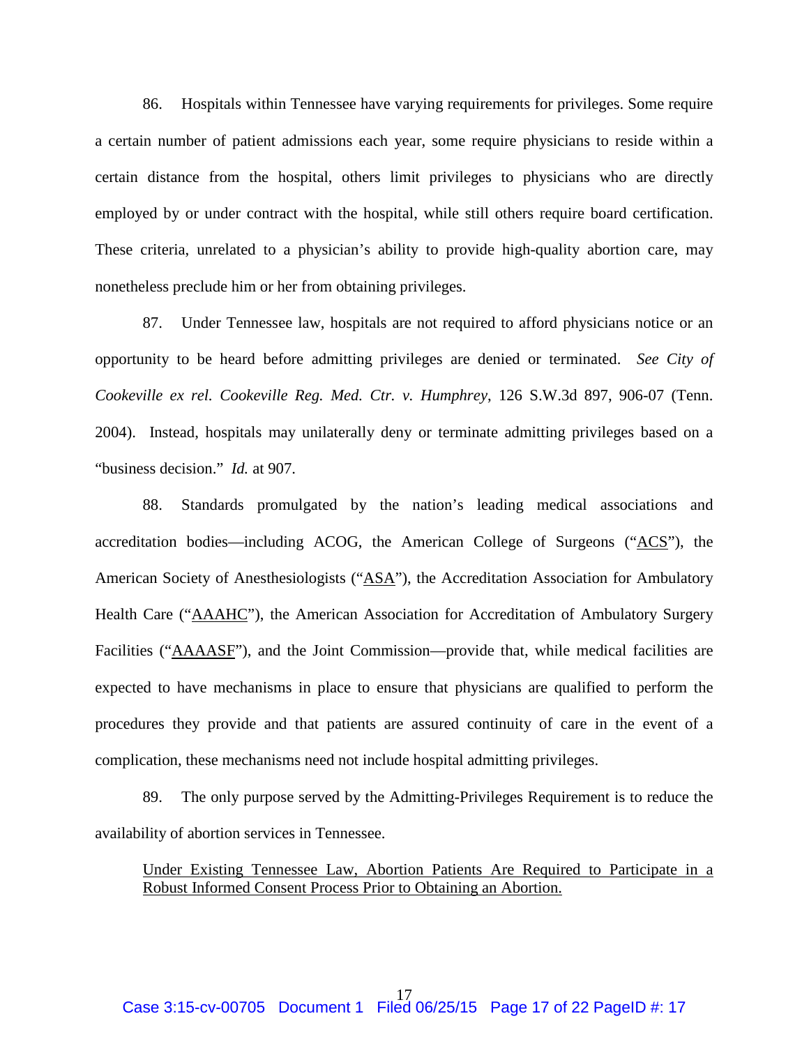86. Hospitals within Tennessee have varying requirements for privileges. Some require a certain number of patient admissions each year, some require physicians to reside within a certain distance from the hospital, others limit privileges to physicians who are directly employed by or under contract with the hospital, while still others require board certification. These criteria, unrelated to a physician's ability to provide high-quality abortion care, may nonetheless preclude him or her from obtaining privileges.

87. Under Tennessee law, hospitals are not required to afford physicians notice or an opportunity to be heard before admitting privileges are denied or terminated. *See City of Cookeville ex rel. Cookeville Reg. Med. Ctr. v. Humphrey*, 126 S.W.3d 897, 906-07 (Tenn. 2004). Instead, hospitals may unilaterally deny or terminate admitting privileges based on a "business decision." *Id.* at 907.

88. Standards promulgated by the nation's leading medical associations and accreditation bodies—including ACOG, the American College of Surgeons ("ACS"), the American Society of Anesthesiologists ("ASA"), the Accreditation Association for Ambulatory Health Care ("AAAHC"), the American Association for Accreditation of Ambulatory Surgery Facilities ("AAAASF"), and the Joint Commission—provide that, while medical facilities are expected to have mechanisms in place to ensure that physicians are qualified to perform the procedures they provide and that patients are assured continuity of care in the event of a complication, these mechanisms need not include hospital admitting privileges.

89. The only purpose served by the Admitting-Privileges Requirement is to reduce the availability of abortion services in Tennessee.

Under Existing Tennessee Law, Abortion Patients Are Required to Participate in a Robust Informed Consent Process Prior to Obtaining an Abortion.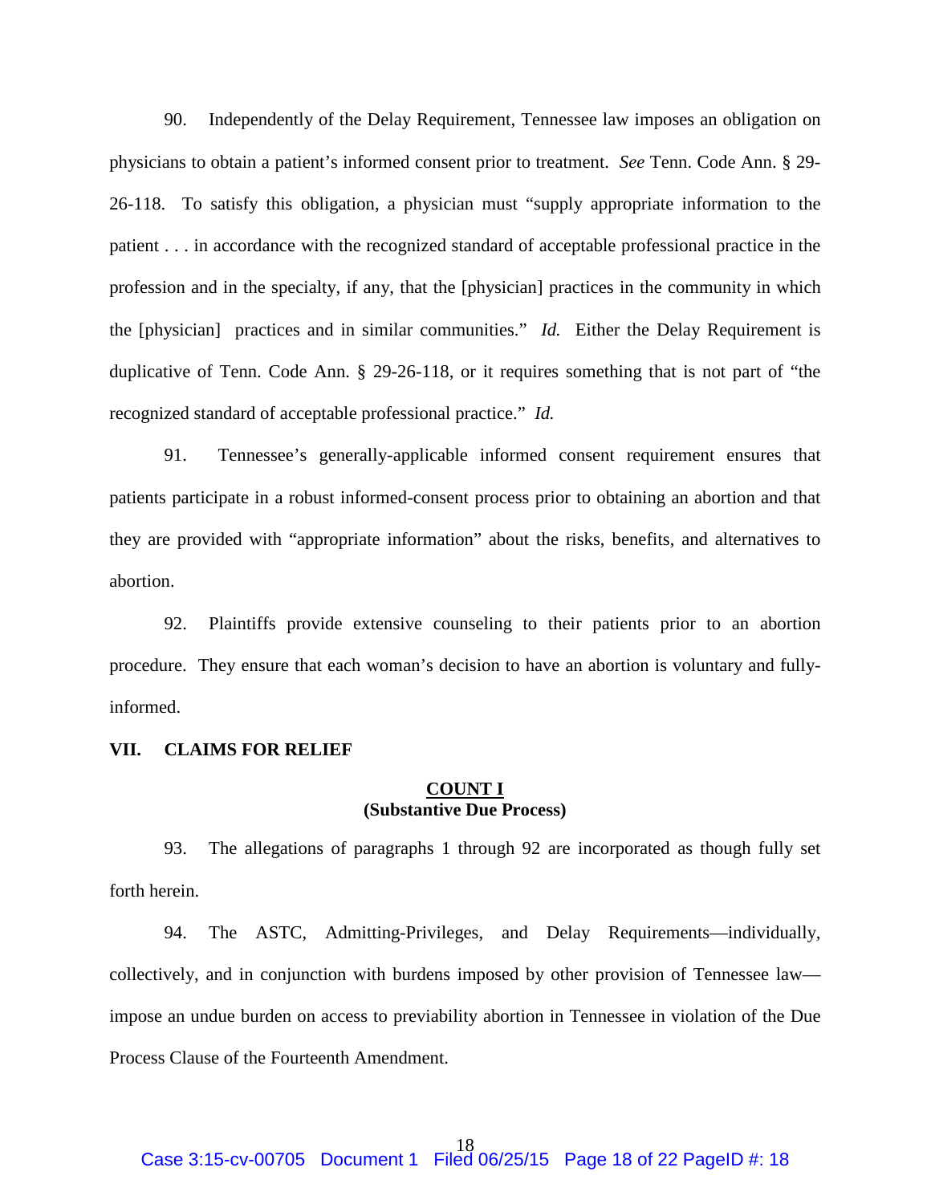90. Independently of the Delay Requirement, Tennessee law imposes an obligation on physicians to obtain a patient's informed consent prior to treatment. *See* Tenn. Code Ann. § 29-26-118. To satisfy this obligation, a physician must "supply appropriate information to the patient . . . in accordance with the recognized standard of acceptable professional practice in the profession and in the specialty, if any, that the [physician] practices in the community in which the [physician] practices and in similar communities." *Id.* Either the Delay Requirement is duplicative of Tenn. Code Ann. § 29-26-118, or it requires something that is not part of "the recognized standard of acceptable professional practice." *Id.*

91. Tennessee's generally-applicable informed consent requirement ensures that patients participate in a robust informed-consent process prior to obtaining an abortion and that they are provided with "appropriate information" about the risks, benefits, and alternatives to abortion.

92. Plaintiffs provide extensive counseling to their patients prior to an abortion procedure. They ensure that each woman's decision to have an abortion is voluntary and fully-informed.

## VII. CLAIMS FOR RELIEF

### COUNT I
### (Substantive Due Process)

93. The allegations of paragraphs 1 through 92 are incorporated as though fully set forth herein.

94. The ASTC, Admitting-Privileges, and Delay Requirements—individually, collectively, and in conjunction with burdens imposed by other provision of Tennessee law—impose an undue burden on access to previability abortion in Tennessee in violation of the Due Process Clause of the Fourteenth Amendment.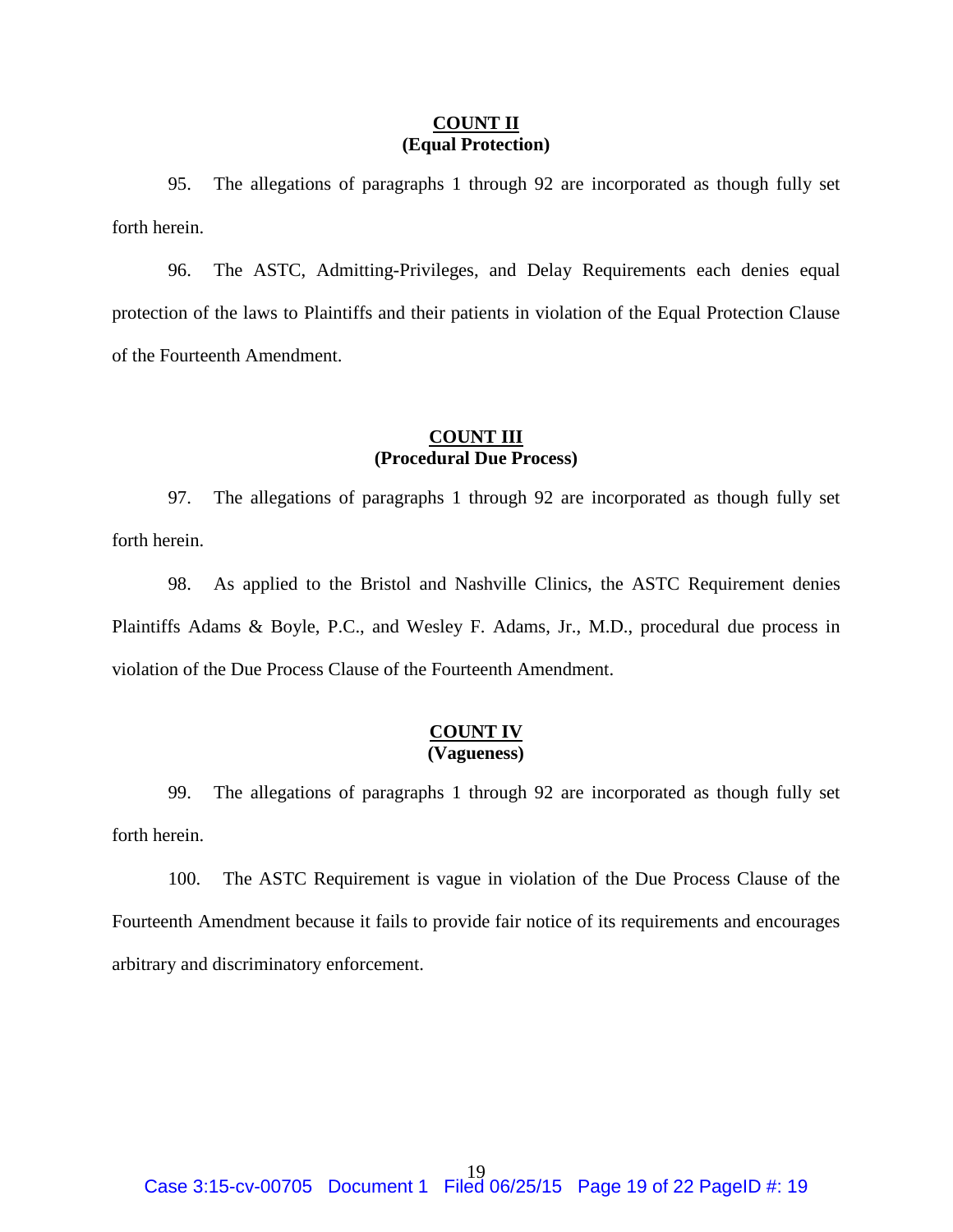**COUNT II**
**(Equal Protection)**

95. The allegations of paragraphs 1 through 92 are incorporated as though fully set forth herein.

96. The ASTC, Admitting-Privileges, and Delay Requirements each denies equal protection of the laws to Plaintiffs and their patients in violation of the Equal Protection Clause of the Fourteenth Amendment.

**COUNT III**
**(Procedural Due Process)**

97. The allegations of paragraphs 1 through 92 are incorporated as though fully set forth herein.

98. As applied to the Bristol and Nashville Clinics, the ASTC Requirement denies Plaintiffs Adams & Boyle, P.C., and Wesley F. Adams, Jr., M.D., procedural due process in violation of the Due Process Clause of the Fourteenth Amendment.

**COUNT IV**
**(Vagueness)**

99. The allegations of paragraphs 1 through 92 are incorporated as though fully set forth herein.

100. The ASTC Requirement is vague in violation of the Due Process Clause of the Fourteenth Amendment because it fails to provide fair notice of its requirements and encourages arbitrary and discriminatory enforcement.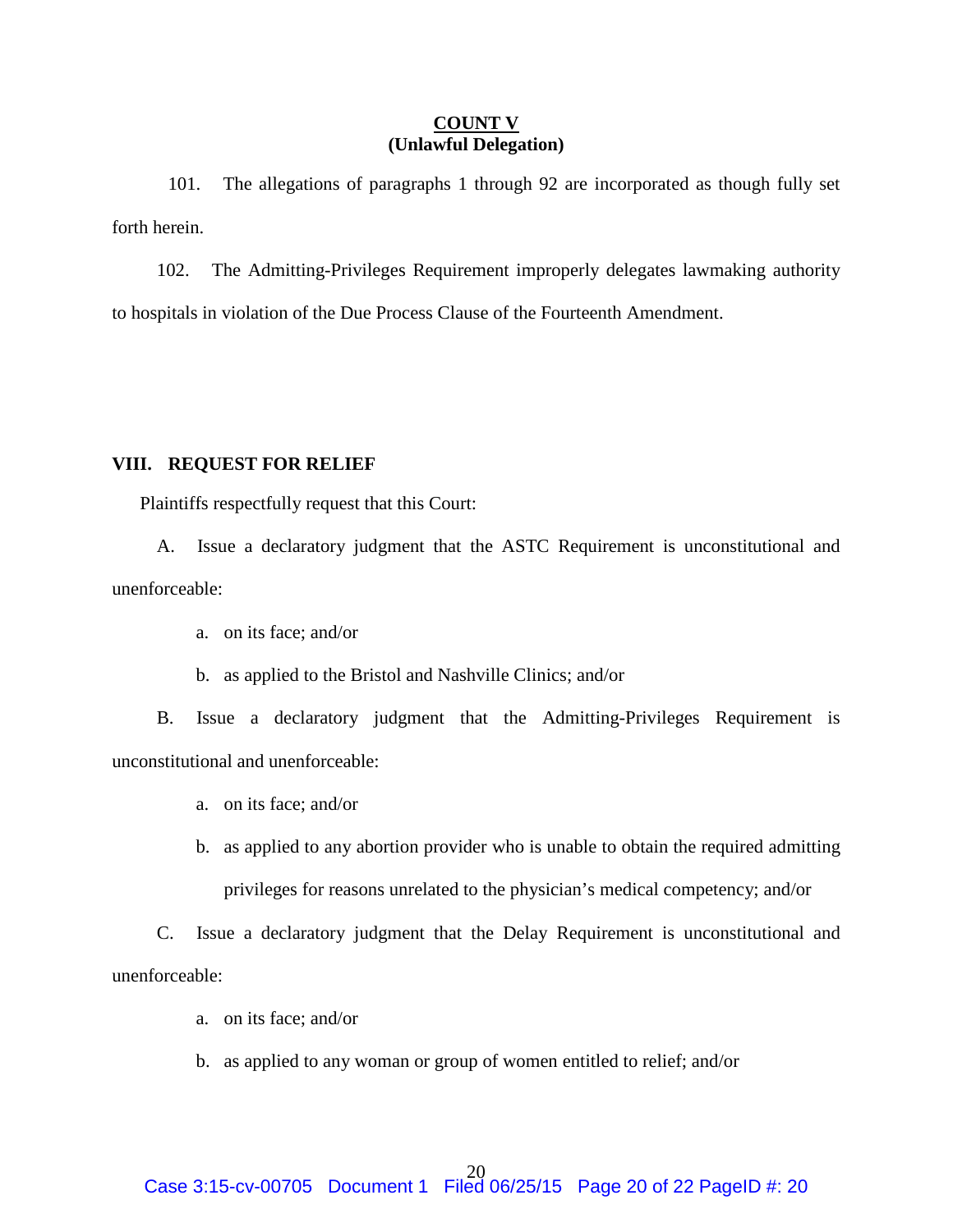**COUNT V**
**(Unlawful Delegation)**

101. The allegations of paragraphs 1 through 92 are incorporated as though fully set forth herein.

102. The Admitting-Privileges Requirement improperly delegates lawmaking authority to hospitals in violation of the Due Process Clause of the Fourteenth Amendment.

## VIII. REQUEST FOR RELIEF

Plaintiffs respectfully request that this Court:

A. Issue a declaratory judgment that the ASTC Requirement is unconstitutional and unenforceable:

  a. on its face; and/or

  b. as applied to the Bristol and Nashville Clinics; and/or

B. Issue a declaratory judgment that the Admitting-Privileges Requirement is unconstitutional and unenforceable:

  a. on its face; and/or

  b. as applied to any abortion provider who is unable to obtain the required admitting privileges for reasons unrelated to the physician's medical competency; and/or

C. Issue a declaratory judgment that the Delay Requirement is unconstitutional and unenforceable:

  a. on its face; and/or

  b. as applied to any woman or group of women entitled to relief; and/or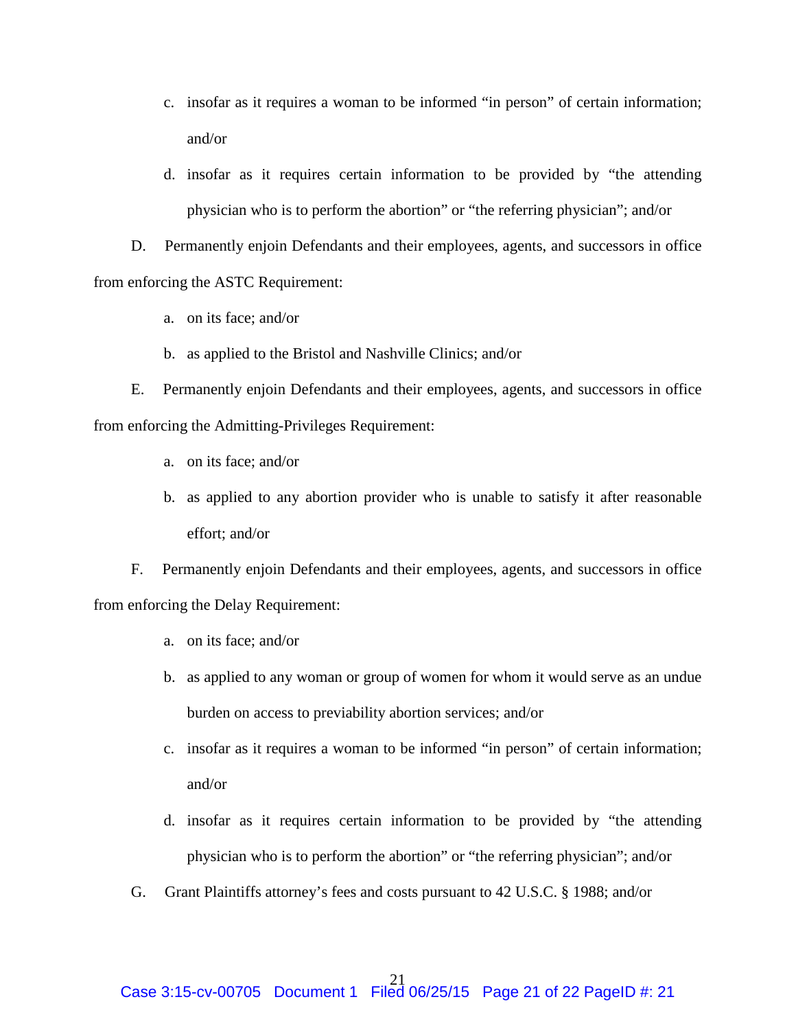c. insofar as it requires a woman to be informed "in person" of certain information; and/or

d. insofar as it requires certain information to be provided by "the attending physician who is to perform the abortion" or "the referring physician"; and/or

D. Permanently enjoin Defendants and their employees, agents, and successors in office from enforcing the ASTC Requirement:

a. on its face; and/or

b. as applied to the Bristol and Nashville Clinics; and/or

E. Permanently enjoin Defendants and their employees, agents, and successors in office from enforcing the Admitting-Privileges Requirement:

a. on its face; and/or

b. as applied to any abortion provider who is unable to satisfy it after reasonable effort; and/or

F. Permanently enjoin Defendants and their employees, agents, and successors in office from enforcing the Delay Requirement:

a. on its face; and/or

b. as applied to any woman or group of women for whom it would serve as an undue burden on access to previability abortion services; and/or

c. insofar as it requires a woman to be informed "in person" of certain information; and/or

d. insofar as it requires certain information to be provided by "the attending physician who is to perform the abortion" or "the referring physician"; and/or

G. Grant Plaintiffs attorney's fees and costs pursuant to 42 U.S.C. § 1988; and/or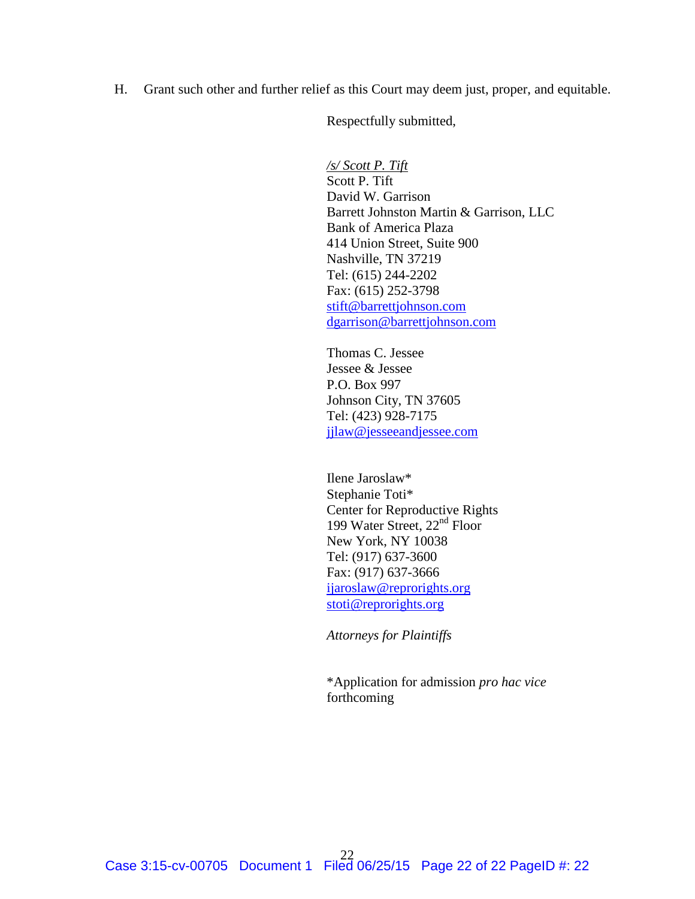H. Grant such other and further relief as this Court may deem just, proper, and equitable.

Respectfully submitted,

*/s/ Scott P. Tift*
Scott P. Tift
David W. Garrison
Barrett Johnston Martin & Garrison, LLC
Bank of America Plaza
414 Union Street, Suite 900
Nashville, TN 37219
Tel: (615) 244-2202
Fax: (615) 252-3798
stift@barrettjohnson.com
dgarrison@barrettjohnson.com

Thomas C. Jessee
Jessee & Jessee
P.O. Box 997
Johnson City, TN 37605
Tel: (423) 928-7175
jjlaw@jesseeandjessee.com

Ilene Jaroslaw*
Stephanie Toti*
Center for Reproductive Rights
199 Water Street, 22nd Floor
New York, NY 10038
Tel: (917) 637-3600
Fax: (917) 637-3666
ijaroslaw@reprorights.org
stoti@reprorights.org

*Attorneys for Plaintiffs*

*Application for admission *pro hac vice* forthcoming